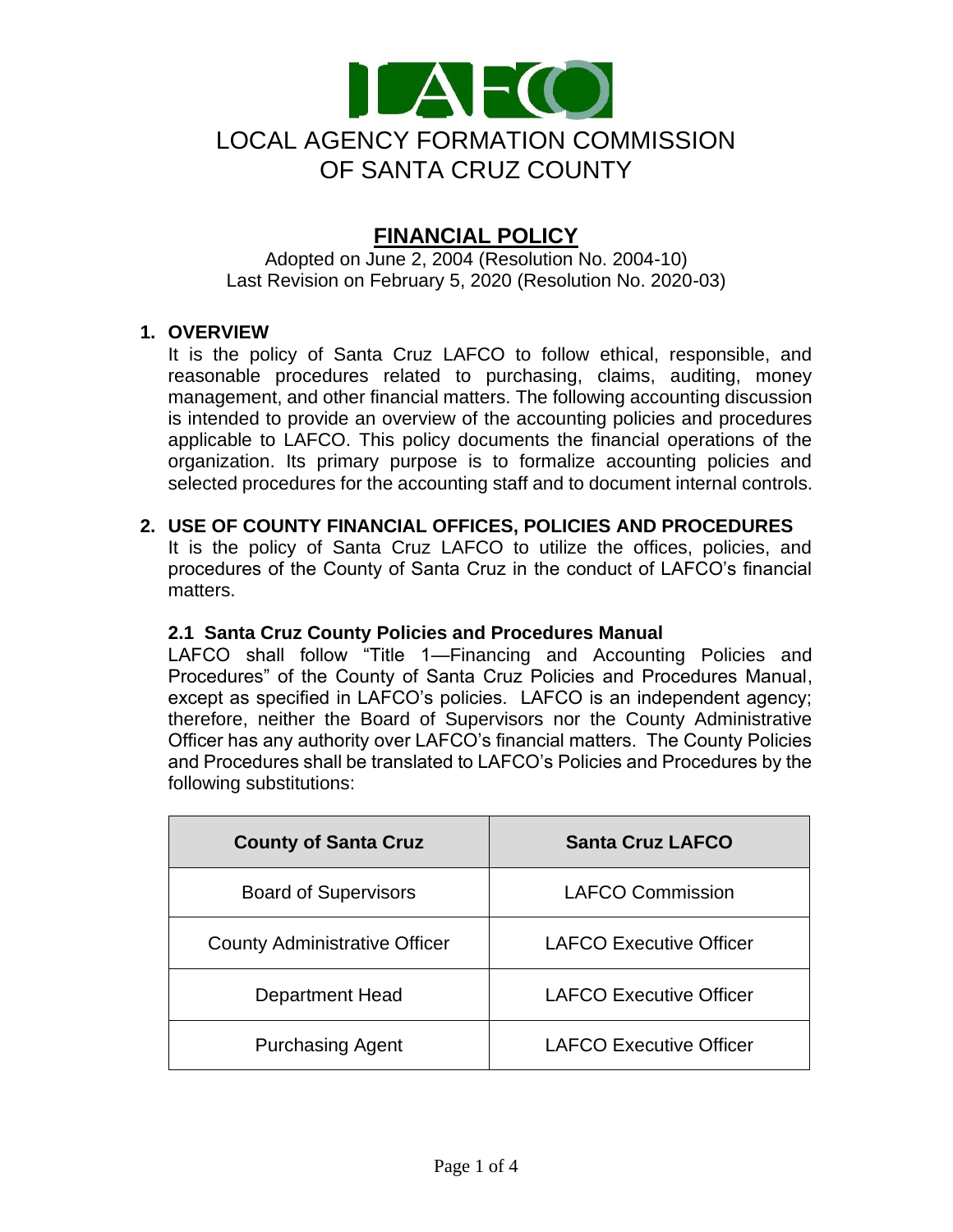LAFCO

# LOCAL AGENCY FORMATION COMMISSION OF SANTA CRUZ COUNTY

## FINANCIAL POLICY

Adopted on June 2, 2004 (Resolution No. 2004-10)
Last Revision on February 5, 2020 (Resolution No. 2020-03)

### 1. OVERVIEW

It is the policy of Santa Cruz LAFCO to follow ethical, responsible, and reasonable procedures related to purchasing, claims, auditing, money management, and other financial matters. The following accounting discussion is intended to provide an overview of the accounting policies and procedures applicable to LAFCO. This policy documents the financial operations of the organization. Its primary purpose is to formalize accounting policies and selected procedures for the accounting staff and to document internal controls.

### 2. USE OF COUNTY FINANCIAL OFFICES, POLICIES AND PROCEDURES

It is the policy of Santa Cruz LAFCO to utilize the offices, policies, and procedures of the County of Santa Cruz in the conduct of LAFCO's financial matters.

#### 2.1 Santa Cruz County Policies and Procedures Manual

LAFCO shall follow "Title 1—Financing and Accounting Policies and Procedures" of the County of Santa Cruz Policies and Procedures Manual, except as specified in LAFCO's policies. LAFCO is an independent agency; therefore, neither the Board of Supervisors nor the County Administrative Officer has any authority over LAFCO's financial matters. The County Policies and Procedures shall be translated to LAFCO's Policies and Procedures by the following substitutions:

| County of Santa Cruz | Santa Cruz LAFCO |
|---|---|
| Board of Supervisors | LAFCO Commission |
| County Administrative Officer | LAFCO Executive Officer |
| Department Head | LAFCO Executive Officer |
| Purchasing Agent | LAFCO Executive Officer |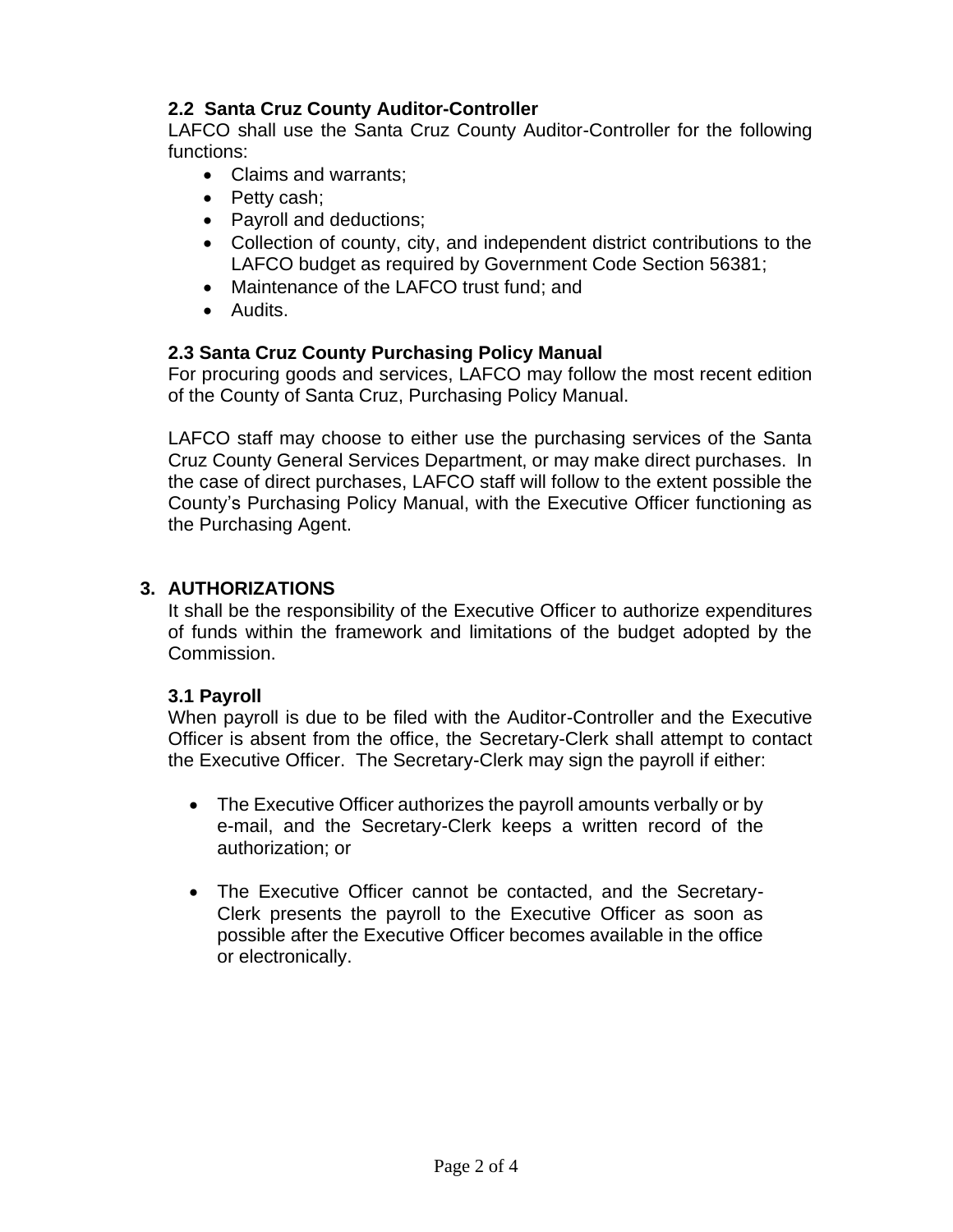### 2.2 Santa Cruz County Auditor-Controller

LAFCO shall use the Santa Cruz County Auditor-Controller for the following functions:

- Claims and warrants;
- Petty cash;
- Payroll and deductions;
- Collection of county, city, and independent district contributions to the LAFCO budget as required by Government Code Section 56381;
- Maintenance of the LAFCO trust fund; and
- Audits.

### 2.3 Santa Cruz County Purchasing Policy Manual

For procuring goods and services, LAFCO may follow the most recent edition of the County of Santa Cruz, Purchasing Policy Manual.

LAFCO staff may choose to either use the purchasing services of the Santa Cruz County General Services Department, or may make direct purchases. In the case of direct purchases, LAFCO staff will follow to the extent possible the County's Purchasing Policy Manual, with the Executive Officer functioning as the Purchasing Agent.

## 3. AUTHORIZATIONS

It shall be the responsibility of the Executive Officer to authorize expenditures of funds within the framework and limitations of the budget adopted by the Commission.

### 3.1 Payroll

When payroll is due to be filed with the Auditor-Controller and the Executive Officer is absent from the office, the Secretary-Clerk shall attempt to contact the Executive Officer. The Secretary-Clerk may sign the payroll if either:

- The Executive Officer authorizes the payroll amounts verbally or by e-mail, and the Secretary-Clerk keeps a written record of the authorization; or

- The Executive Officer cannot be contacted, and the Secretary-Clerk presents the payroll to the Executive Officer as soon as possible after the Executive Officer becomes available in the office or electronically.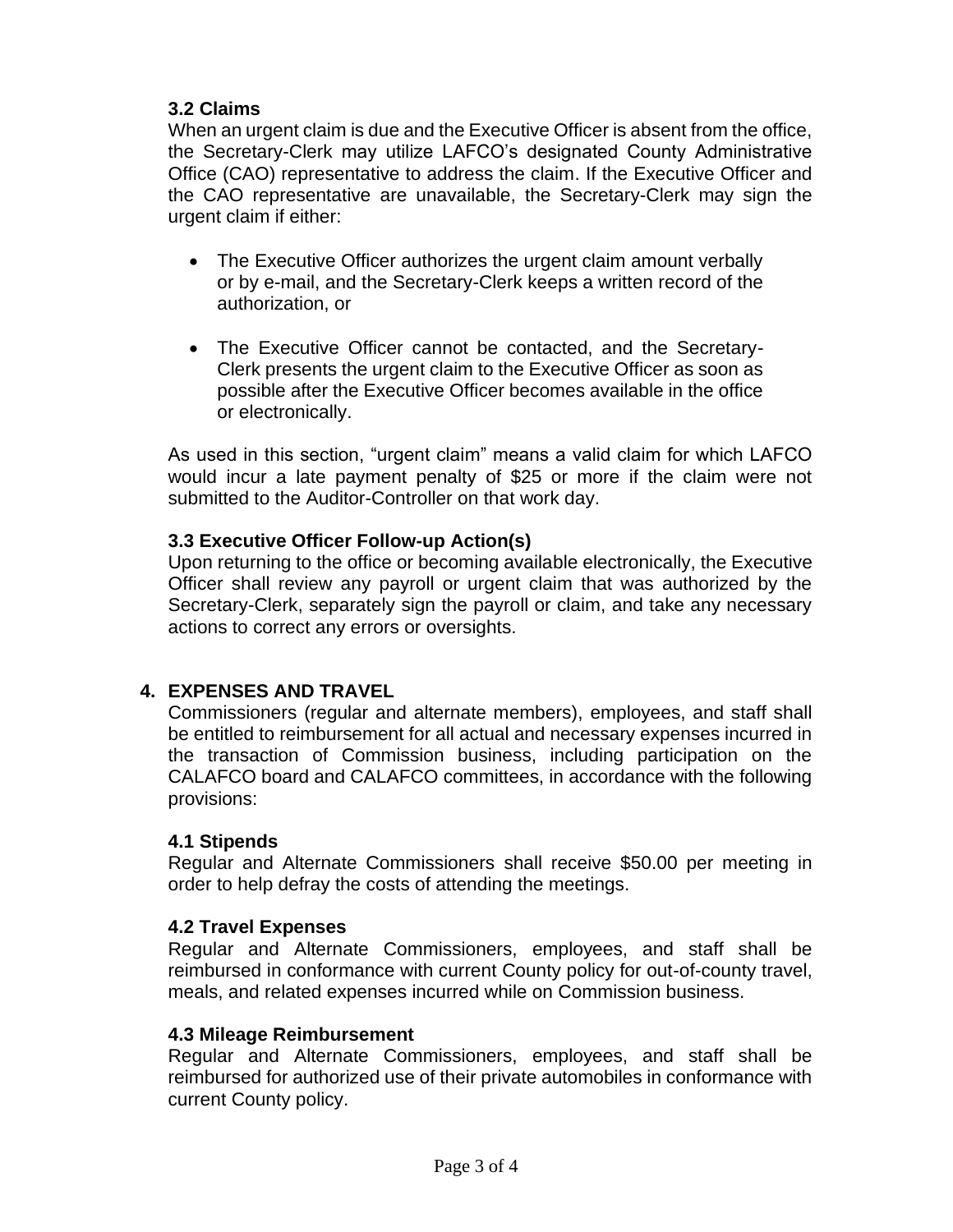### 3.2 Claims

When an urgent claim is due and the Executive Officer is absent from the office, the Secretary-Clerk may utilize LAFCO's designated County Administrative Office (CAO) representative to address the claim. If the Executive Officer and the CAO representative are unavailable, the Secretary-Clerk may sign the urgent claim if either:

- The Executive Officer authorizes the urgent claim amount verbally or by e-mail, and the Secretary-Clerk keeps a written record of the authorization, or
- The Executive Officer cannot be contacted, and the Secretary-Clerk presents the urgent claim to the Executive Officer as soon as possible after the Executive Officer becomes available in the office or electronically.

As used in this section, "urgent claim" means a valid claim for which LAFCO would incur a late payment penalty of $25 or more if the claim were not submitted to the Auditor-Controller on that work day.

### 3.3 Executive Officer Follow-up Action(s)

Upon returning to the office or becoming available electronically, the Executive Officer shall review any payroll or urgent claim that was authorized by the Secretary-Clerk, separately sign the payroll or claim, and take any necessary actions to correct any errors or oversights.

## 4. EXPENSES AND TRAVEL

Commissioners (regular and alternate members), employees, and staff shall be entitled to reimbursement for all actual and necessary expenses incurred in the transaction of Commission business, including participation on the CALAFCO board and CALAFCO committees, in accordance with the following provisions:

### 4.1 Stipends

Regular and Alternate Commissioners shall receive $50.00 per meeting in order to help defray the costs of attending the meetings.

### 4.2 Travel Expenses

Regular and Alternate Commissioners, employees, and staff shall be reimbursed in conformance with current County policy for out-of-county travel, meals, and related expenses incurred while on Commission business.

### 4.3 Mileage Reimbursement

Regular and Alternate Commissioners, employees, and staff shall be reimbursed for authorized use of their private automobiles in conformance with current County policy.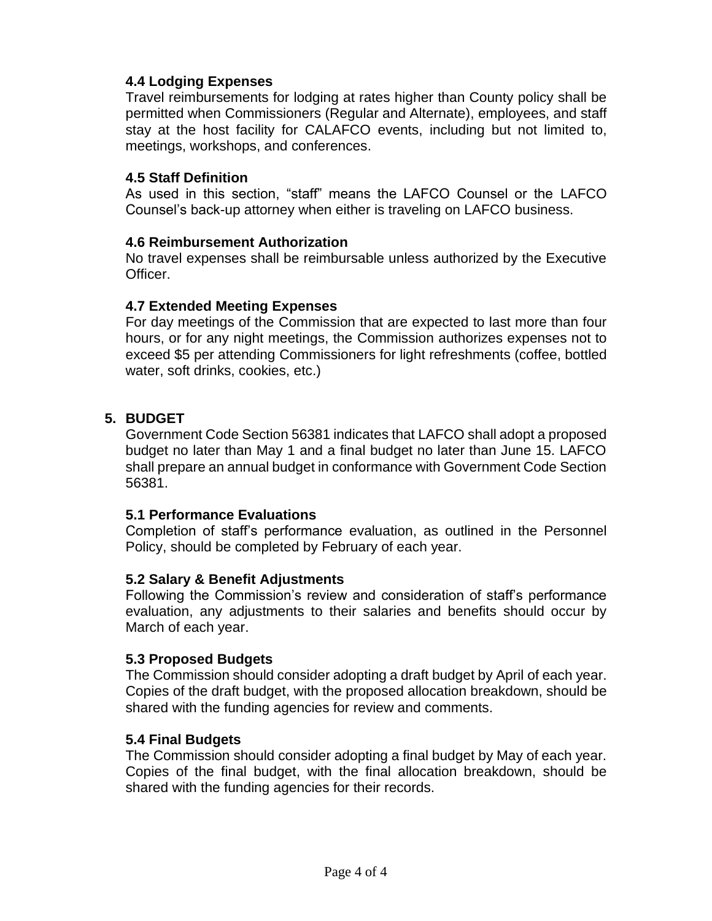### 4.4 Lodging Expenses

Travel reimbursements for lodging at rates higher than County policy shall be permitted when Commissioners (Regular and Alternate), employees, and staff stay at the host facility for CALAFCO events, including but not limited to, meetings, workshops, and conferences.

### 4.5 Staff Definition

As used in this section, "staff" means the LAFCO Counsel or the LAFCO Counsel's back-up attorney when either is traveling on LAFCO business.

### 4.6 Reimbursement Authorization

No travel expenses shall be reimbursable unless authorized by the Executive Officer.

### 4.7 Extended Meeting Expenses

For day meetings of the Commission that are expected to last more than four hours, or for any night meetings, the Commission authorizes expenses not to exceed $5 per attending Commissioners for light refreshments (coffee, bottled water, soft drinks, cookies, etc.)

## 5. BUDGET

Government Code Section 56381 indicates that LAFCO shall adopt a proposed budget no later than May 1 and a final budget no later than June 15. LAFCO shall prepare an annual budget in conformance with Government Code Section 56381.

### 5.1 Performance Evaluations

Completion of staff's performance evaluation, as outlined in the Personnel Policy, should be completed by February of each year.

### 5.2 Salary & Benefit Adjustments

Following the Commission's review and consideration of staff's performance evaluation, any adjustments to their salaries and benefits should occur by March of each year.

### 5.3 Proposed Budgets

The Commission should consider adopting a draft budget by April of each year. Copies of the draft budget, with the proposed allocation breakdown, should be shared with the funding agencies for review and comments.

### 5.4 Final Budgets

The Commission should consider adopting a final budget by May of each year. Copies of the final budget, with the final allocation breakdown, should be shared with the funding agencies for their records.